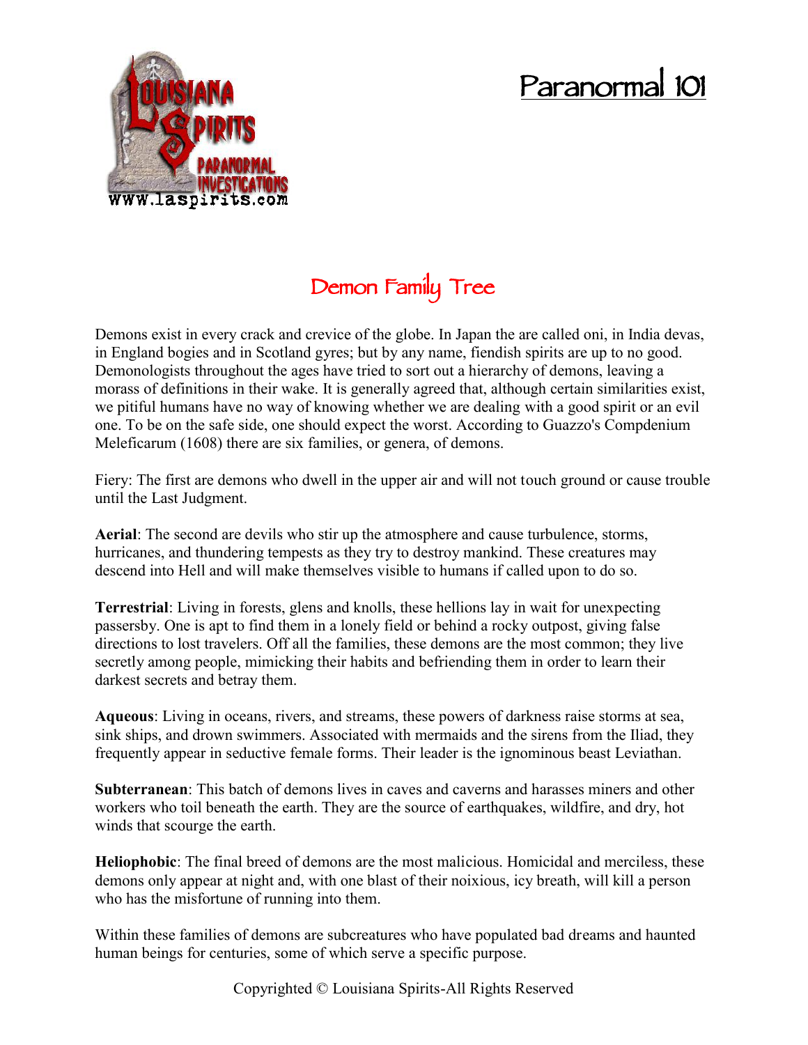# Paranormal 101

## Demon Family Tree

Demons exist in every crack and crevice of the globe. In Japan the are called oni, in India devas, in England bogies and in Scotland gyres; but by any name, fiendish spirits are up to no good. Demonologists throughout the ages have tried to sort out a hierarchy of demons, leaving a morass of definitions in their wake. It is generally agreed that, although certain similarities exist, we pitiful humans have no way of knowing whether we are dealing with a good spirit or an evil one. To be on the safe side, one should expect the worst. According to Guazzo's Compdenium Meleficarum (1608) there are six families, or genera, of demons.

Fiery: The first are demons who dwell in the upper air and will not touch ground or cause trouble until the Last Judgment.

**Aerial**: The second are devils who stir up the atmosphere and cause turbulence, storms, hurricanes, and thundering tempests as they try to destroy mankind. These creatures may descend into Hell and will make themselves visible to humans if called upon to do so.

**Terrestrial**: Living in forests, glens and knolls, these hellions lay in wait for unexpecting passersby. One is apt to find them in a lonely field or behind a rocky outpost, giving false directions to lost travelers. Off all the families, these demons are the most common; they live secretly among people, mimicking their habits and befriending them in order to learn their darkest secrets and betray them.

**Aqueous**: Living in oceans, rivers, and streams, these powers of darkness raise storms at sea, sink ships, and drown swimmers. Associated with mermaids and the sirens from the Iliad, they frequently appear in seductive female forms. Their leader is the ignominous beast Leviathan.

**Subterranean**: This batch of demons lives in caves and caverns and harasses miners and other workers who toil beneath the earth. They are the source of earthquakes, wildfire, and dry, hot winds that scourge the earth.

**Heliophobic**: The final breed of demons are the most malicious. Homicidal and merciless, these demons only appear at night and, with one blast of their noixious, icy breath, will kill a person who has the misfortune of running into them.

Within these families of demons are subcreatures who have populated bad dreams and haunted human beings for centuries, some of which serve a specific purpose.

Copyrighted © Louisiana Spirits-All Rights Reserved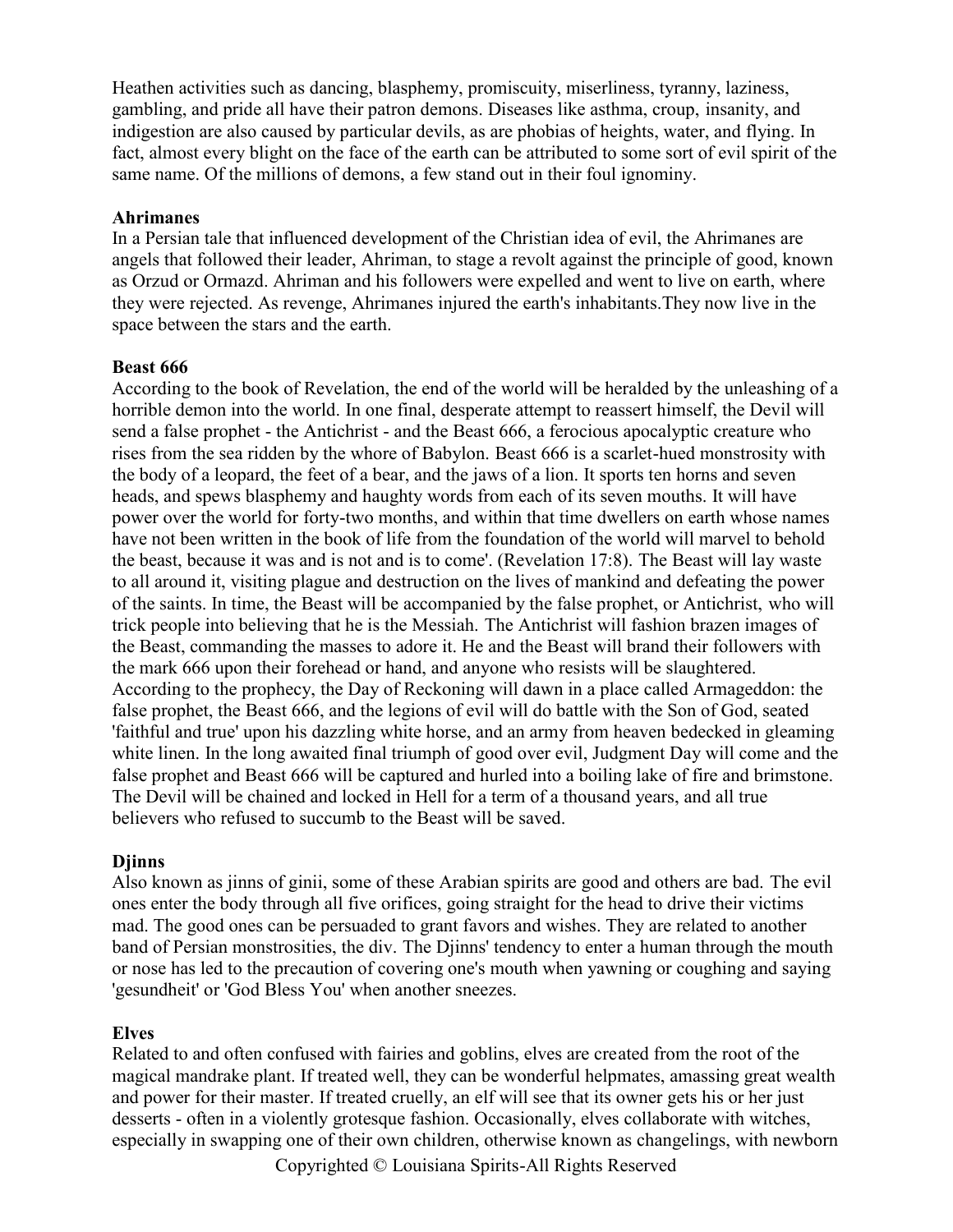Heathen activities such as dancing, blasphemy, promiscuity, miserliness, tyranny, laziness, gambling, and pride all have their patron demons. Diseases like asthma, croup, insanity, and indigestion are also caused by particular devils, as are phobias of heights, water, and flying. In fact, almost every blight on the face of the earth can be attributed to some sort of evil spirit of the same name. Of the millions of demons, a few stand out in their foul ignominy.

**Ahrimanes**

In a Persian tale that influenced development of the Christian idea of evil, the Ahrimanes are angels that followed their leader, Ahriman, to stage a revolt against the principle of good, known as Orzud or Ormazd. Ahriman and his followers were expelled and went to live on earth, where they were rejected. As revenge, Ahrimanes injured the earth's inhabitants.They now live in the space between the stars and the earth.

**Beast 666**

According to the book of Revelation, the end of the world will be heralded by the unleashing of a horrible demon into the world. In one final, desperate attempt to reassert himself, the Devil will send a false prophet - the Antichrist - and the Beast 666, a ferocious apocalyptic creature who rises from the sea ridden by the whore of Babylon. Beast 666 is a scarlet-hued monstrosity with the body of a leopard, the feet of a bear, and the jaws of a lion. It sports ten horns and seven heads, and spews blasphemy and haughty words from each of its seven mouths. It will have power over the world for forty-two months, and within that time dwellers on earth whose names have not been written in the book of life from the foundation of the world will marvel to behold the beast, because it was and is not and is to come'. (Revelation 17:8). The Beast will lay waste to all around it, visiting plague and destruction on the lives of mankind and defeating the power of the saints. In time, the Beast will be accompanied by the false prophet, or Antichrist, who will trick people into believing that he is the Messiah. The Antichrist will fashion brazen images of the Beast, commanding the masses to adore it. He and the Beast will brand their followers with the mark 666 upon their forehead or hand, and anyone who resists will be slaughtered. According to the prophecy, the Day of Reckoning will dawn in a place called Armageddon: the false prophet, the Beast 666, and the legions of evil will do battle with the Son of God, seated 'faithful and true' upon his dazzling white horse, and an army from heaven bedecked in gleaming white linen. In the long awaited final triumph of good over evil, Judgment Day will come and the false prophet and Beast 666 will be captured and hurled into a boiling lake of fire and brimstone. The Devil will be chained and locked in Hell for a term of a thousand years, and all true believers who refused to succumb to the Beast will be saved.

**Djinns**

Also known as jinns of ginii, some of these Arabian spirits are good and others are bad. The evil ones enter the body through all five orifices, going straight for the head to drive their victims mad. The good ones can be persuaded to grant favors and wishes. They are related to another band of Persian monstrosities, the div. The Djinns' tendency to enter a human through the mouth or nose has led to the precaution of covering one's mouth when yawning or coughing and saying 'gesundheit' or 'God Bless You' when another sneezes.

**Elves**

Related to and often confused with fairies and goblins, elves are created from the root of the magical mandrake plant. If treated well, they can be wonderful helpmates, amassing great wealth and power for their master. If treated cruelly, an elf will see that its owner gets his or her just desserts - often in a violently grotesque fashion. Occasionally, elves collaborate with witches, especially in swapping one of their own children, otherwise known as changelings, with newborn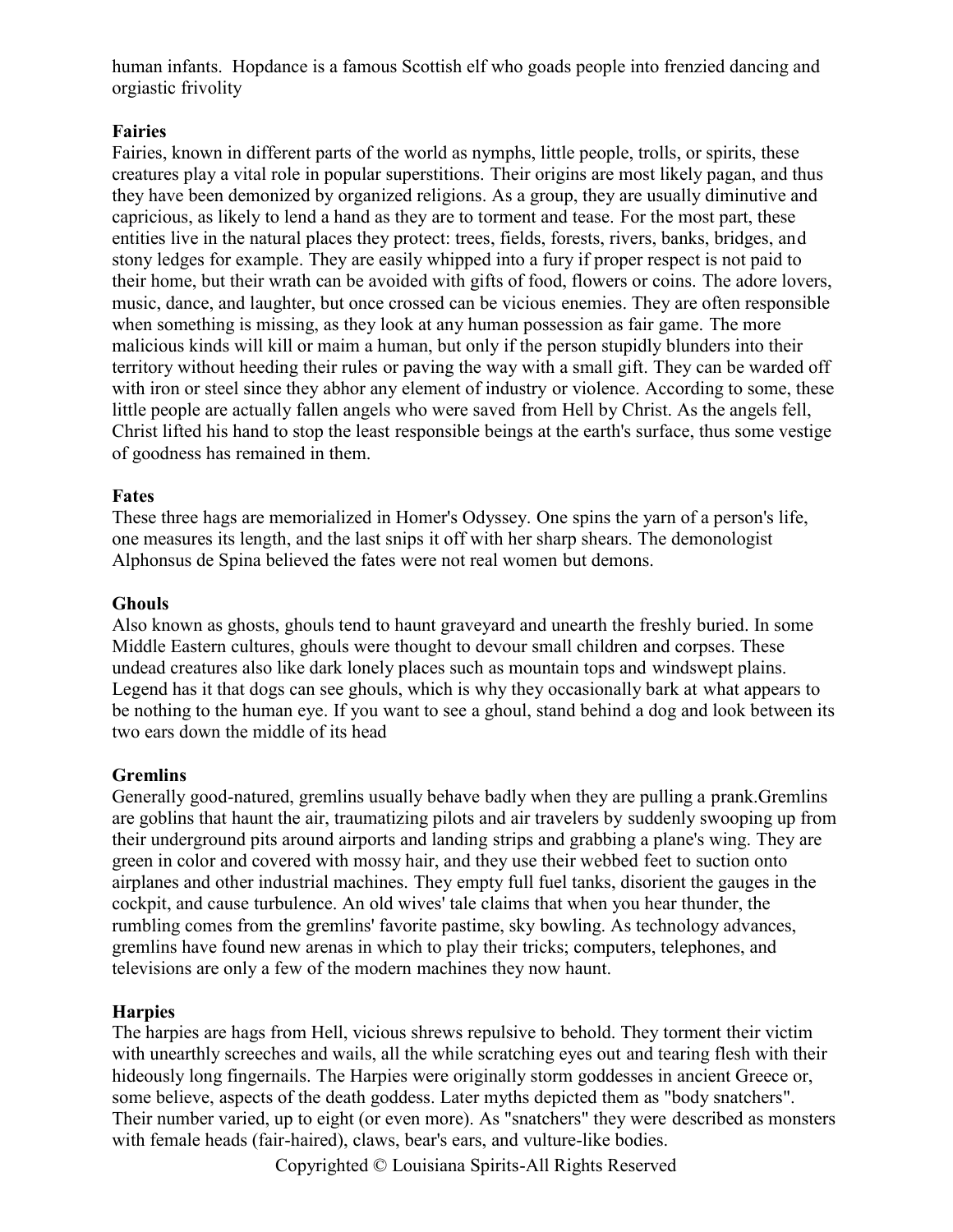human infants. Hopdance is a famous Scottish elf who goads people into frenzied dancing and orgiastic frivolity

**Fairies**

Fairies, known in different parts of the world as nymphs, little people, trolls, or spirits, these creatures play a vital role in popular superstitions. Their origins are most likely pagan, and thus they have been demonized by organized religions. As a group, they are usually diminutive and capricious, as likely to lend a hand as they are to torment and tease. For the most part, these entities live in the natural places they protect: trees, fields, forests, rivers, banks, bridges, and stony ledges for example. They are easily whipped into a fury if proper respect is not paid to their home, but their wrath can be avoided with gifts of food, flowers or coins. The adore lovers, music, dance, and laughter, but once crossed can be vicious enemies. They are often responsible when something is missing, as they look at any human possession as fair game. The more malicious kinds will kill or maim a human, but only if the person stupidly blunders into their territory without heeding their rules or paving the way with a small gift. They can be warded off with iron or steel since they abhor any element of industry or violence. According to some, these little people are actually fallen angels who were saved from Hell by Christ. As the angels fell, Christ lifted his hand to stop the least responsible beings at the earth's surface, thus some vestige of goodness has remained in them.

**Fates**

These three hags are memorialized in Homer's Odyssey. One spins the yarn of a person's life, one measures its length, and the last snips it off with her sharp shears. The demonologist Alphonsus de Spina believed the fates were not real women but demons.

**Ghouls**

Also known as ghosts, ghouls tend to haunt graveyard and unearth the freshly buried. In some Middle Eastern cultures, ghouls were thought to devour small children and corpses. These undead creatures also like dark lonely places such as mountain tops and windswept plains. Legend has it that dogs can see ghouls, which is why they occasionally bark at what appears to be nothing to the human eye. If you want to see a ghoul, stand behind a dog and look between its two ears down the middle of its head

**Gremlins**

Generally good-natured, gremlins usually behave badly when they are pulling a prank.Gremlins are goblins that haunt the air, traumatizing pilots and air travelers by suddenly swooping up from their underground pits around airports and landing strips and grabbing a plane's wing. They are green in color and covered with mossy hair, and they use their webbed feet to suction onto airplanes and other industrial machines. They empty full fuel tanks, disorient the gauges in the cockpit, and cause turbulence. An old wives' tale claims that when you hear thunder, the rumbling comes from the gremlins' favorite pastime, sky bowling. As technology advances, gremlins have found new arenas in which to play their tricks; computers, telephones, and televisions are only a few of the modern machines they now haunt.

**Harpies**

The harpies are hags from Hell, vicious shrews repulsive to behold. They torment their victim with unearthly screeches and wails, all the while scratching eyes out and tearing flesh with their hideously long fingernails. The Harpies were originally storm goddesses in ancient Greece or, some believe, aspects of the death goddess. Later myths depicted them as "body snatchers". Their number varied, up to eight (or even more). As "snatchers" they were described as monsters with female heads (fair-haired), claws, bear's ears, and vulture-like bodies.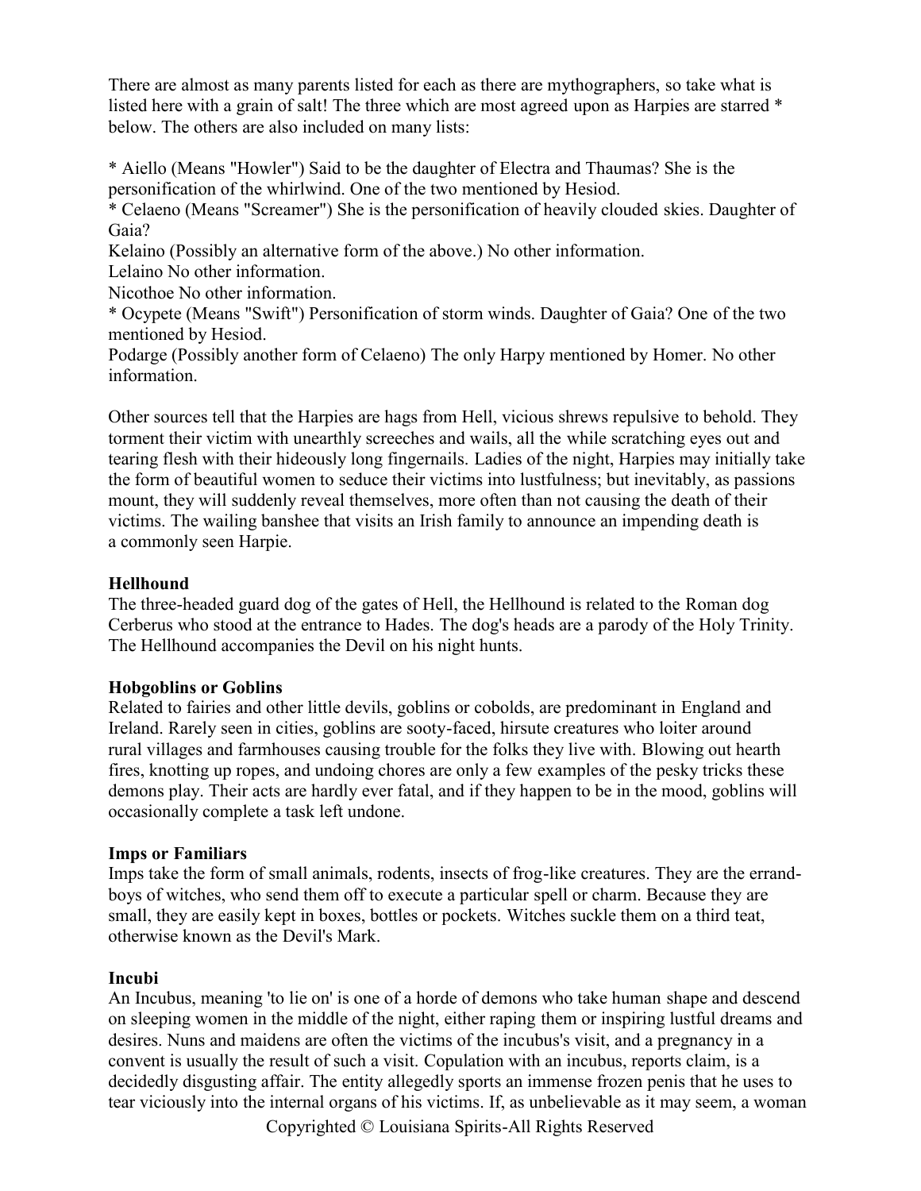There are almost as many parents listed for each as there are mythographers, so take what is listed here with a grain of salt! The three which are most agreed upon as Harpies are starred * below. The others are also included on many lists:

* Aiello (Means "Howler") Said to be the daughter of Electra and Thaumas? She is the personification of the whirlwind. One of the two mentioned by Hesiod.
* Celaeno (Means "Screamer") She is the personification of heavily clouded skies. Daughter of Gaia?

Kelaino (Possibly an alternative form of the above.) No other information.

Lelaino No other information.

Nicothoe No other information.

* Ocypete (Means "Swift") Personification of storm winds. Daughter of Gaia? One of the two mentioned by Hesiod.

Podarge (Possibly another form of Celaeno) The only Harpy mentioned by Homer. No other information.

Other sources tell that the Harpies are hags from Hell, vicious shrews repulsive to behold. They torment their victim with unearthly screeches and wails, all the while scratching eyes out and tearing flesh with their hideously long fingernails. Ladies of the night, Harpies may initially take the form of beautiful women to seduce their victims into lustfulness; but inevitably, as passions mount, they will suddenly reveal themselves, more often than not causing the death of their victims. The wailing banshee that visits an Irish family to announce an impending death is a commonly seen Harpie.

**Hellhound**

The three-headed guard dog of the gates of Hell, the Hellhound is related to the Roman dog Cerberus who stood at the entrance to Hades. The dog's heads are a parody of the Holy Trinity. The Hellhound accompanies the Devil on his night hunts.

**Hobgoblins or Goblins**

Related to fairies and other little devils, goblins or cobolds, are predominant in England and Ireland. Rarely seen in cities, goblins are sooty-faced, hirsute creatures who loiter around rural villages and farmhouses causing trouble for the folks they live with. Blowing out hearth fires, knotting up ropes, and undoing chores are only a few examples of the pesky tricks these demons play. Their acts are hardly ever fatal, and if they happen to be in the mood, goblins will occasionally complete a task left undone.

**Imps or Familiars**

Imps take the form of small animals, rodents, insects of frog-like creatures. They are the errand-boys of witches, who send them off to execute a particular spell or charm. Because they are small, they are easily kept in boxes, bottles or pockets. Witches suckle them on a third teat, otherwise known as the Devil's Mark.

**Incubi**

An Incubus, meaning 'to lie on' is one of a horde of demons who take human shape and descend on sleeping women in the middle of the night, either raping them or inspiring lustful dreams and desires. Nuns and maidens are often the victims of the incubus's visit, and a pregnancy in a convent is usually the result of such a visit. Copulation with an incubus, reports claim, is a decidedly disgusting affair. The entity allegedly sports an immense frozen penis that he uses to tear viciously into the internal organs of his victims. If, as unbelievable as it may seem, a woman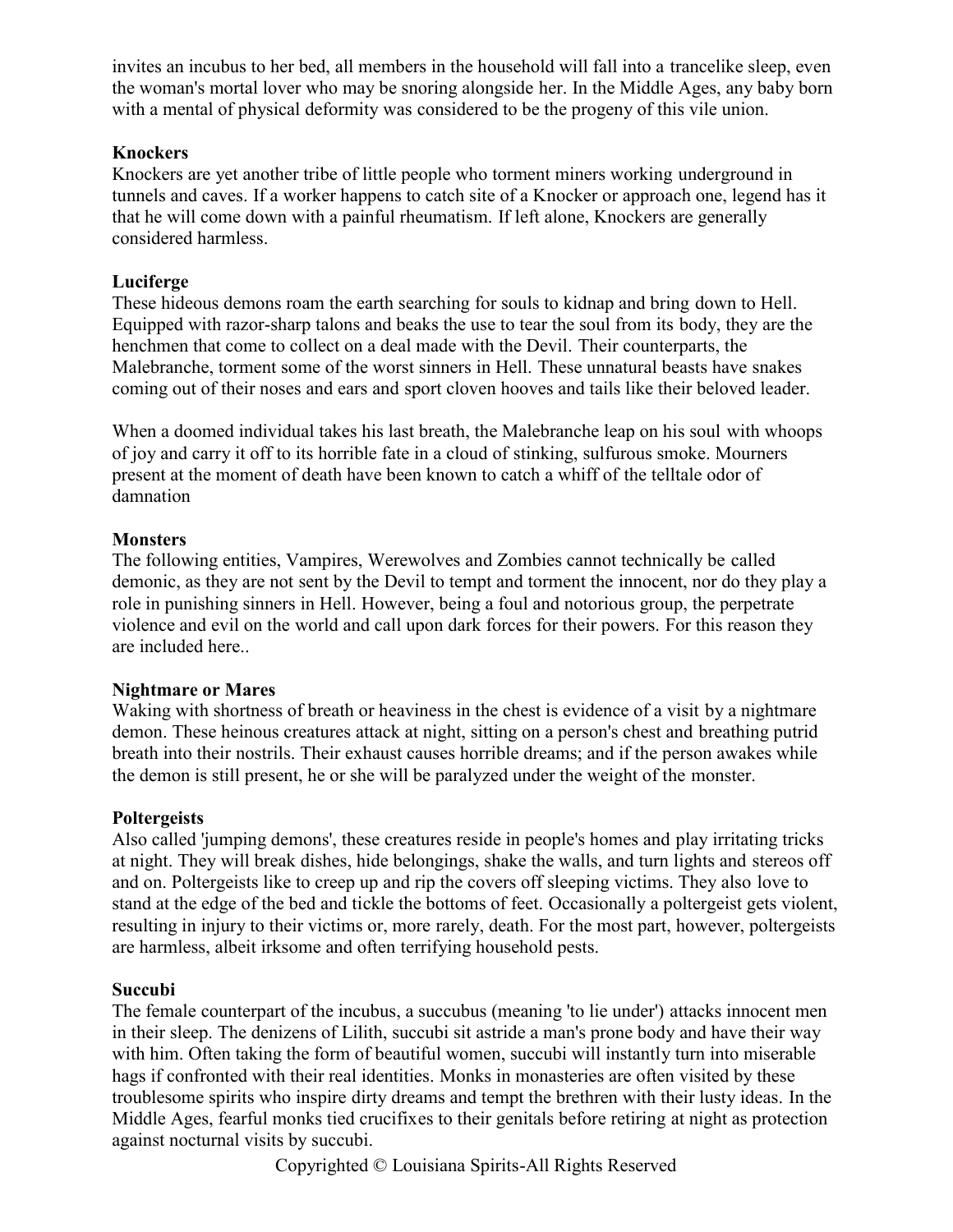invites an incubus to her bed, all members in the household will fall into a trancelike sleep, even the woman's mortal lover who may be snoring alongside her. In the Middle Ages, any baby born with a mental of physical deformity was considered to be the progeny of this vile union.

**Knockers**
Knockers are yet another tribe of little people who torment miners working underground in tunnels and caves. If a worker happens to catch site of a Knocker or approach one, legend has it that he will come down with a painful rheumatism. If left alone, Knockers are generally considered harmless.

**Luciferge**
These hideous demons roam the earth searching for souls to kidnap and bring down to Hell. Equipped with razor-sharp talons and beaks the use to tear the soul from its body, they are the henchmen that come to collect on a deal made with the Devil. Their counterparts, the Malebranche, torment some of the worst sinners in Hell. These unnatural beasts have snakes coming out of their noses and ears and sport cloven hooves and tails like their beloved leader.

When a doomed individual takes his last breath, the Malebranche leap on his soul with whoops of joy and carry it off to its horrible fate in a cloud of stinking, sulfurous smoke. Mourners present at the moment of death have been known to catch a whiff of the telltale odor of damnation

**Monsters**
The following entities, Vampires, Werewolves and Zombies cannot technically be called demonic, as they are not sent by the Devil to tempt and torment the innocent, nor do they play a role in punishing sinners in Hell. However, being a foul and notorious group, the perpetrate violence and evil on the world and call upon dark forces for their powers. For this reason they are included here..

**Nightmare or Mares**
Waking with shortness of breath or heaviness in the chest is evidence of a visit by a nightmare demon. These heinous creatures attack at night, sitting on a person's chest and breathing putrid breath into their nostrils. Their exhaust causes horrible dreams; and if the person awakes while the demon is still present, he or she will be paralyzed under the weight of the monster.

**Poltergeists**
Also called 'jumping demons', these creatures reside in people's homes and play irritating tricks at night. They will break dishes, hide belongings, shake the walls, and turn lights and stereos off and on. Poltergeists like to creep up and rip the covers off sleeping victims. They also love to stand at the edge of the bed and tickle the bottoms of feet. Occasionally a poltergeist gets violent, resulting in injury to their victims or, more rarely, death. For the most part, however, poltergeists are harmless, albeit irksome and often terrifying household pests.

**Succubi**
The female counterpart of the incubus, a succubus (meaning 'to lie under') attacks innocent men in their sleep. The denizens of Lilith, succubi sit astride a man's prone body and have their way with him. Often taking the form of beautiful women, succubi will instantly turn into miserable hags if confronted with their real identities. Monks in monasteries are often visited by these troublesome spirits who inspire dirty dreams and tempt the brethren with their lusty ideas. In the Middle Ages, fearful monks tied crucifixes to their genitals before retiring at night as protection against nocturnal visits by succubi.

Copyrighted © Louisiana Spirits-All Rights Reserved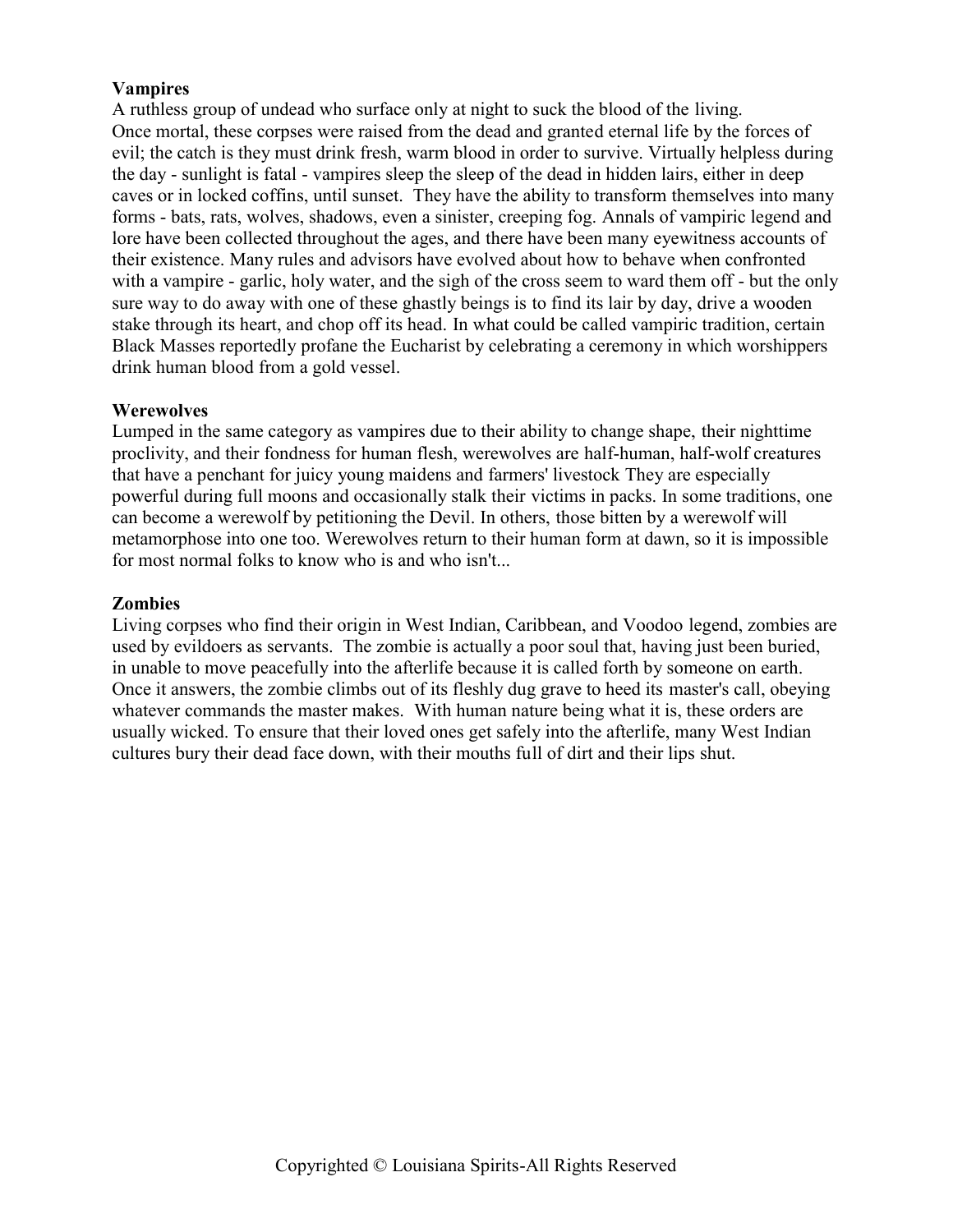**Vampires**

A ruthless group of undead who surface only at night to suck the blood of the living. Once mortal, these corpses were raised from the dead and granted eternal life by the forces of evil; the catch is they must drink fresh, warm blood in order to survive. Virtually helpless during the day - sunlight is fatal - vampires sleep the sleep of the dead in hidden lairs, either in deep caves or in locked coffins, until sunset. They have the ability to transform themselves into many forms - bats, rats, wolves, shadows, even a sinister, creeping fog. Annals of vampiric legend and lore have been collected throughout the ages, and there have been many eyewitness accounts of their existence. Many rules and advisors have evolved about how to behave when confronted with a vampire - garlic, holy water, and the sigh of the cross seem to ward them off - but the only sure way to do away with one of these ghastly beings is to find its lair by day, drive a wooden stake through its heart, and chop off its head. In what could be called vampiric tradition, certain Black Masses reportedly profane the Eucharist by celebrating a ceremony in which worshippers drink human blood from a gold vessel.

**Werewolves**

Lumped in the same category as vampires due to their ability to change shape, their nighttime proclivity, and their fondness for human flesh, werewolves are half-human, half-wolf creatures that have a penchant for juicy young maidens and farmers' livestock They are especially powerful during full moons and occasionally stalk their victims in packs. In some traditions, one can become a werewolf by petitioning the Devil. In others, those bitten by a werewolf will metamorphose into one too. Werewolves return to their human form at dawn, so it is impossible for most normal folks to know who is and who isn't...

**Zombies**

Living corpses who find their origin in West Indian, Caribbean, and Voodoo legend, zombies are used by evildoers as servants. The zombie is actually a poor soul that, having just been buried, in unable to move peacefully into the afterlife because it is called forth by someone on earth. Once it answers, the zombie climbs out of its fleshly dug grave to heed its master's call, obeying whatever commands the master makes. With human nature being what it is, these orders are usually wicked. To ensure that their loved ones get safely into the afterlife, many West Indian cultures bury their dead face down, with their mouths full of dirt and their lips shut.

Copyrighted © Louisiana Spirits-All Rights Reserved